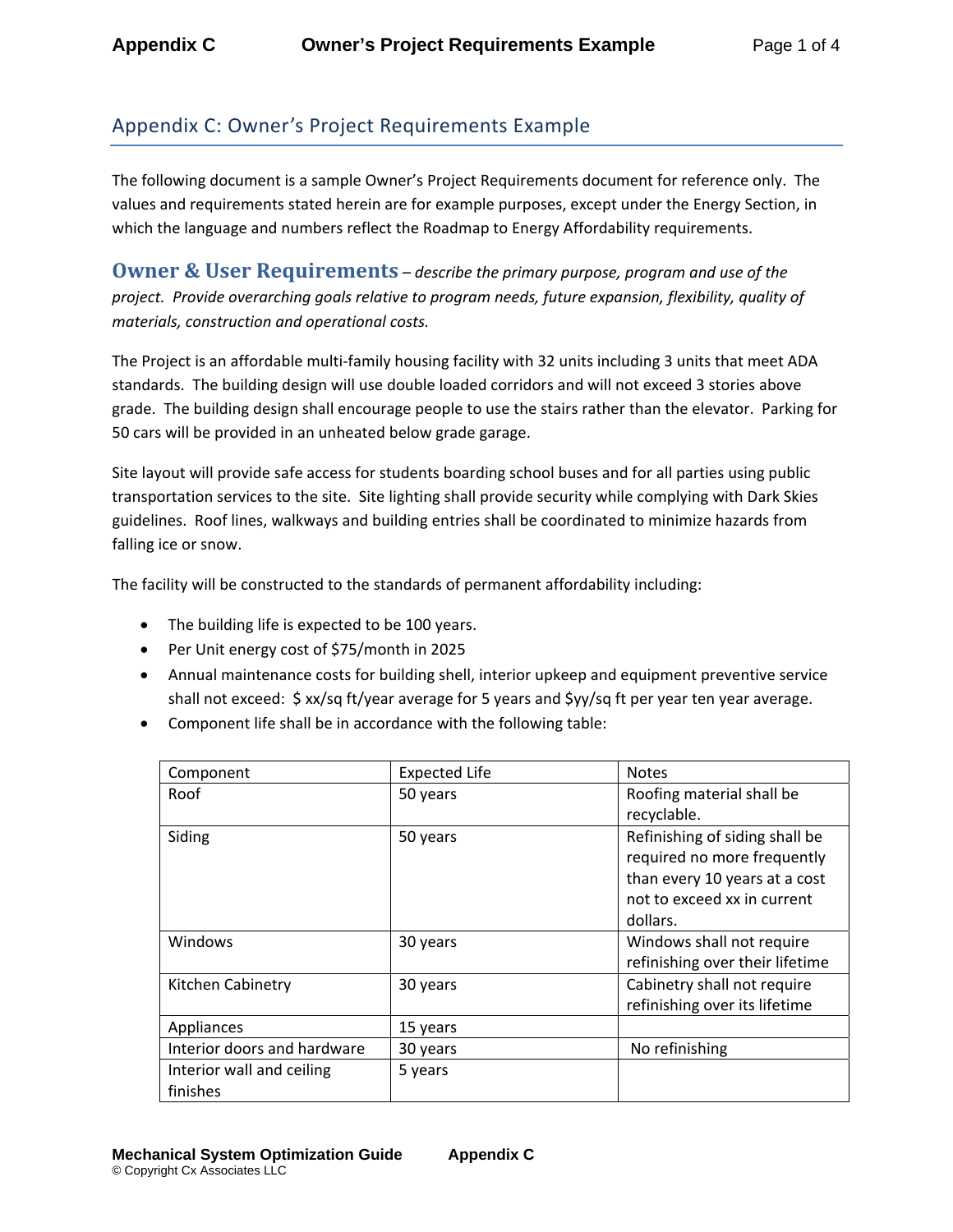# Appendix C: Owner's Project Requirements Example

The following document is a sample Owner's Project Requirements document for reference only. The values and requirements stated herein are for example purposes, except under the Energy Section, in which the language and numbers reflect the Roadmap to Energy Affordability requirements.

## Owner & User Requirements *– describe the primary purpose, program and use of the project. Provide overarching goals relative to program needs, future expansion, flexibility, quality of materials, construction and operational costs.*

The Project is an affordable multi-family housing facility with 32 units including 3 units that meet ADA standards. The building design will use double loaded corridors and will not exceed 3 stories above grade. The building design shall encourage people to use the stairs rather than the elevator. Parking for 50 cars will be provided in an unheated below grade garage.

Site layout will provide safe access for students boarding school buses and for all parties using public transportation services to the site. Site lighting shall provide security while complying with Dark Skies guidelines. Roof lines, walkways and building entries shall be coordinated to minimize hazards from falling ice or snow.

The facility will be constructed to the standards of permanent affordability including:

- The building life is expected to be 100 years.
- Per Unit energy cost of $75/month in 2025
- Annual maintenance costs for building shell, interior upkeep and equipment preventive service shall not exceed: $ xx/sq ft/year average for 5 years and $yy/sq ft per year ten year average.
- Component life shall be in accordance with the following table:

| Component | Expected Life | Notes |
|---|---|---|
| Roof | 50 years | Roofing material shall be recyclable. |
| Siding | 50 years | Refinishing of siding shall be required no more frequently than every 10 years at a cost not to exceed xx in current dollars. |
| Windows | 30 years | Windows shall not require refinishing over their lifetime |
| Kitchen Cabinetry | 30 years | Cabinetry shall not require refinishing over its lifetime |
| Appliances | 15 years | |
| Interior doors and hardware | 30 years | No refinishing |
| Interior wall and ceiling finishes | 5 years | |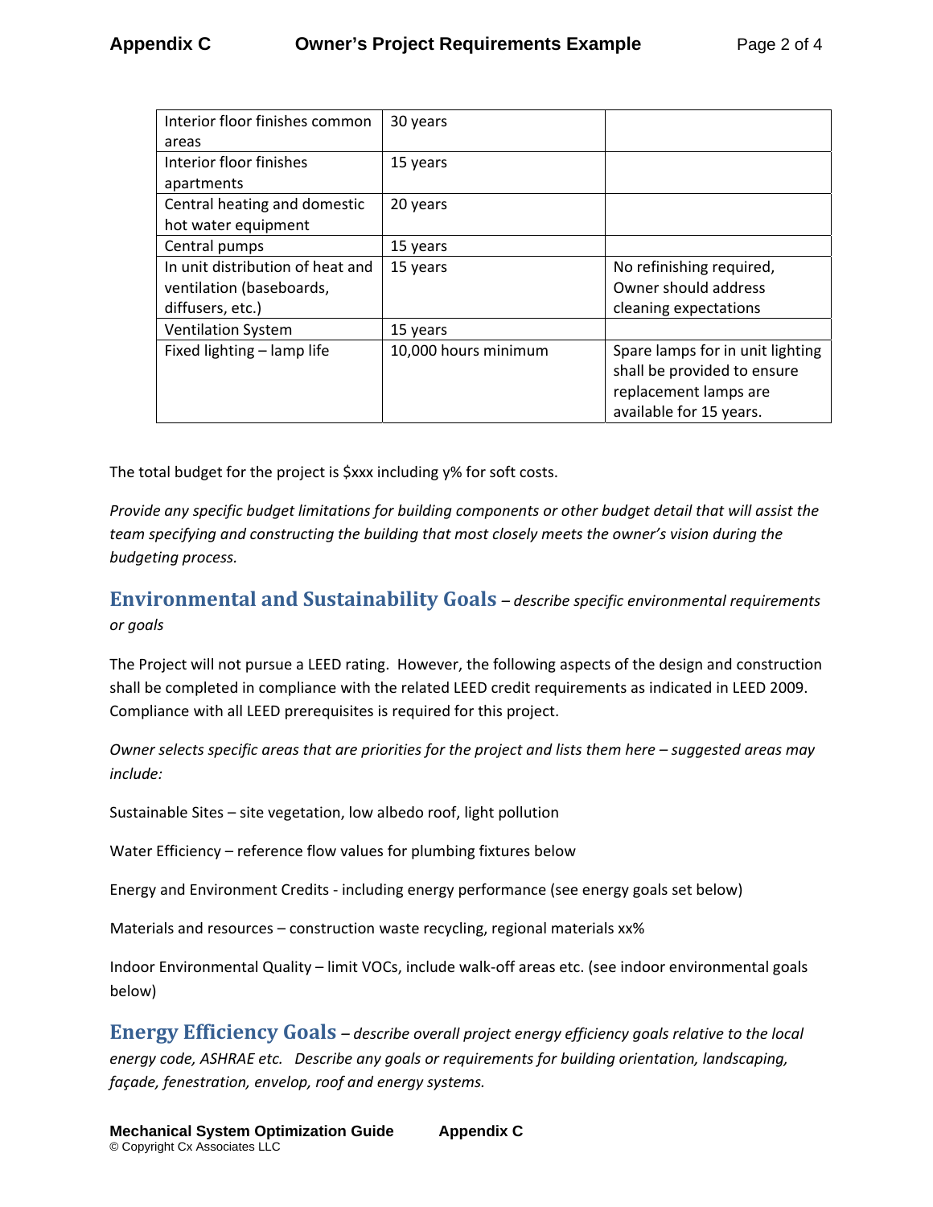| Interior floor finishes common areas | 30 years | |
| --- | --- | --- |
| Interior floor finishes apartments | 15 years | |
| Central heating and domestic hot water equipment | 20 years | |
| Central pumps | 15 years | |
| In unit distribution of heat and ventilation (baseboards, diffusers, etc.) | 15 years | No refinishing required, Owner should address cleaning expectations |
| Ventilation System | 15 years | |
| Fixed lighting – lamp life | 10,000 hours minimum | Spare lamps for in unit lighting shall be provided to ensure replacement lamps are available for 15 years. |

The total budget for the project is $xxx including y% for soft costs.

*Provide any specific budget limitations for building components or other budget detail that will assist the team specifying and constructing the building that most closely meets the owner's vision during the budgeting process.*

## Environmental and Sustainability Goals – *describe specific environmental requirements or goals*

The Project will not pursue a LEED rating. However, the following aspects of the design and construction shall be completed in compliance with the related LEED credit requirements as indicated in LEED 2009. Compliance with all LEED prerequisites is required for this project.

*Owner selects specific areas that are priorities for the project and lists them here – suggested areas may include:*

Sustainable Sites – site vegetation, low albedo roof, light pollution

Water Efficiency – reference flow values for plumbing fixtures below

Energy and Environment Credits - including energy performance (see energy goals set below)

Materials and resources – construction waste recycling, regional materials xx%

Indoor Environmental Quality – limit VOCs, include walk-off areas etc. (see indoor environmental goals below)

## Energy Efficiency Goals – *describe overall project energy efficiency goals relative to the local energy code, ASHRAE etc. Describe any goals or requirements for building orientation, landscaping, façade, fenestration, envelop, roof and energy systems.*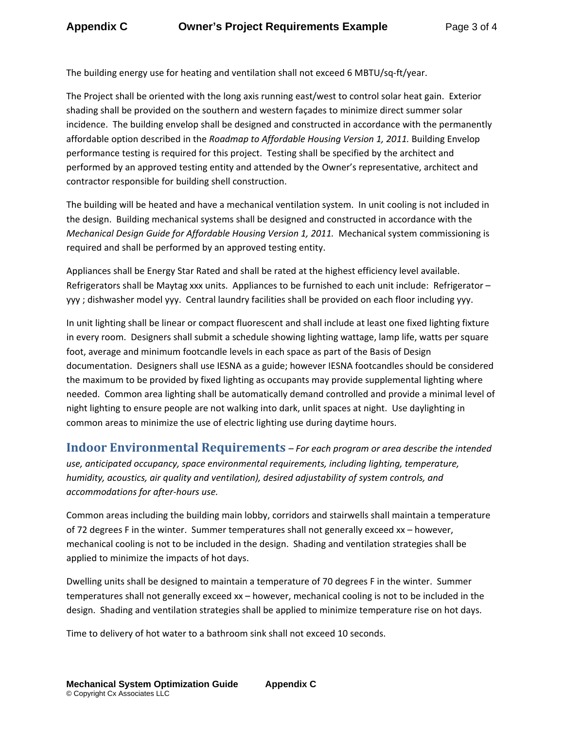The building energy use for heating and ventilation shall not exceed 6 MBTU/sq-ft/year.

The Project shall be oriented with the long axis running east/west to control solar heat gain. Exterior shading shall be provided on the southern and western façades to minimize direct summer solar incidence. The building envelop shall be designed and constructed in accordance with the permanently affordable option described in the *Roadmap to Affordable Housing Version 1, 2011.* Building Envelop performance testing is required for this project. Testing shall be specified by the architect and performed by an approved testing entity and attended by the Owner's representative, architect and contractor responsible for building shell construction.

The building will be heated and have a mechanical ventilation system. In unit cooling is not included in the design. Building mechanical systems shall be designed and constructed in accordance with the *Mechanical Design Guide for Affordable Housing Version 1, 2011.* Mechanical system commissioning is required and shall be performed by an approved testing entity.

Appliances shall be Energy Star Rated and shall be rated at the highest efficiency level available. Refrigerators shall be Maytag xxx units. Appliances to be furnished to each unit include: Refrigerator – yyy ; dishwasher model yyy. Central laundry facilities shall be provided on each floor including yyy.

In unit lighting shall be linear or compact fluorescent and shall include at least one fixed lighting fixture in every room. Designers shall submit a schedule showing lighting wattage, lamp life, watts per square foot, average and minimum footcandle levels in each space as part of the Basis of Design documentation. Designers shall use IESNA as a guide; however IESNA footcandles should be considered the maximum to be provided by fixed lighting as occupants may provide supplemental lighting where needed. Common area lighting shall be automatically demand controlled and provide a minimal level of night lighting to ensure people are not walking into dark, unlit spaces at night. Use daylighting in common areas to minimize the use of electric lighting use during daytime hours.

## Indoor Environmental Requirements

*– For each program or area describe the intended use, anticipated occupancy, space environmental requirements, including lighting, temperature, humidity, acoustics, air quality and ventilation), desired adjustability of system controls, and accommodations for after-hours use.*

Common areas including the building main lobby, corridors and stairwells shall maintain a temperature of 72 degrees F in the winter. Summer temperatures shall not generally exceed xx – however, mechanical cooling is not to be included in the design. Shading and ventilation strategies shall be applied to minimize the impacts of hot days.

Dwelling units shall be designed to maintain a temperature of 70 degrees F in the winter. Summer temperatures shall not generally exceed xx – however, mechanical cooling is not to be included in the design. Shading and ventilation strategies shall be applied to minimize temperature rise on hot days.

Time to delivery of hot water to a bathroom sink shall not exceed 10 seconds.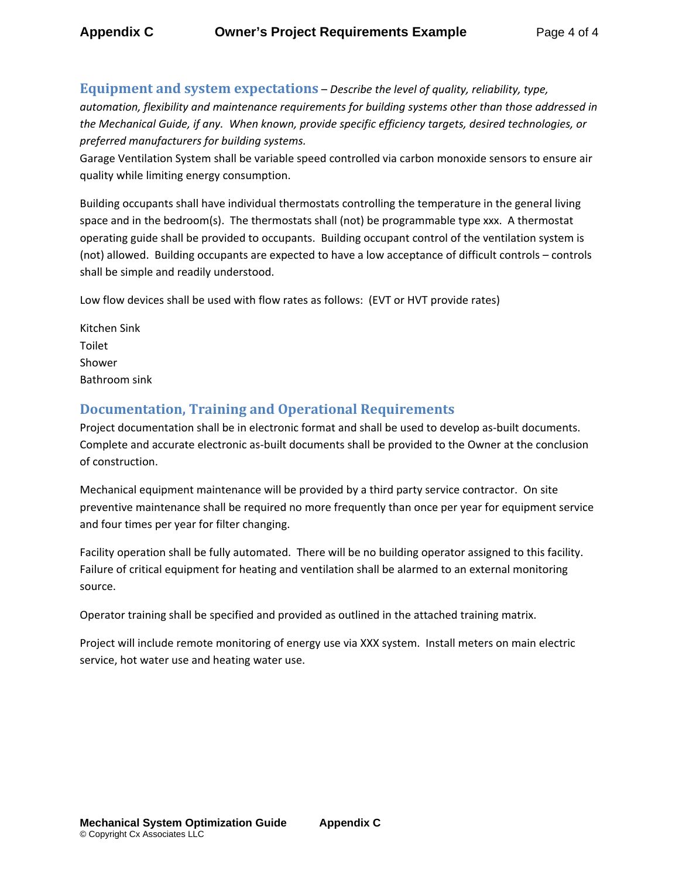## Equipment and system expectations

*– Describe the level of quality, reliability, type, automation, flexibility and maintenance requirements for building systems other than those addressed in the Mechanical Guide, if any. When known, provide specific efficiency targets, desired technologies, or preferred manufacturers for building systems.*

Garage Ventilation System shall be variable speed controlled via carbon monoxide sensors to ensure air quality while limiting energy consumption.

Building occupants shall have individual thermostats controlling the temperature in the general living space and in the bedroom(s). The thermostats shall (not) be programmable type xxx. A thermostat operating guide shall be provided to occupants. Building occupant control of the ventilation system is (not) allowed. Building occupants are expected to have a low acceptance of difficult controls – controls shall be simple and readily understood.

Low flow devices shall be used with flow rates as follows: (EVT or HVT provide rates)

Kitchen Sink
Toilet
Shower
Bathroom sink

## Documentation, Training and Operational Requirements

Project documentation shall be in electronic format and shall be used to develop as-built documents. Complete and accurate electronic as-built documents shall be provided to the Owner at the conclusion of construction.

Mechanical equipment maintenance will be provided by a third party service contractor. On site preventive maintenance shall be required no more frequently than once per year for equipment service and four times per year for filter changing.

Facility operation shall be fully automated. There will be no building operator assigned to this facility. Failure of critical equipment for heating and ventilation shall be alarmed to an external monitoring source.

Operator training shall be specified and provided as outlined in the attached training matrix.

Project will include remote monitoring of energy use via XXX system. Install meters on main electric service, hot water use and heating water use.